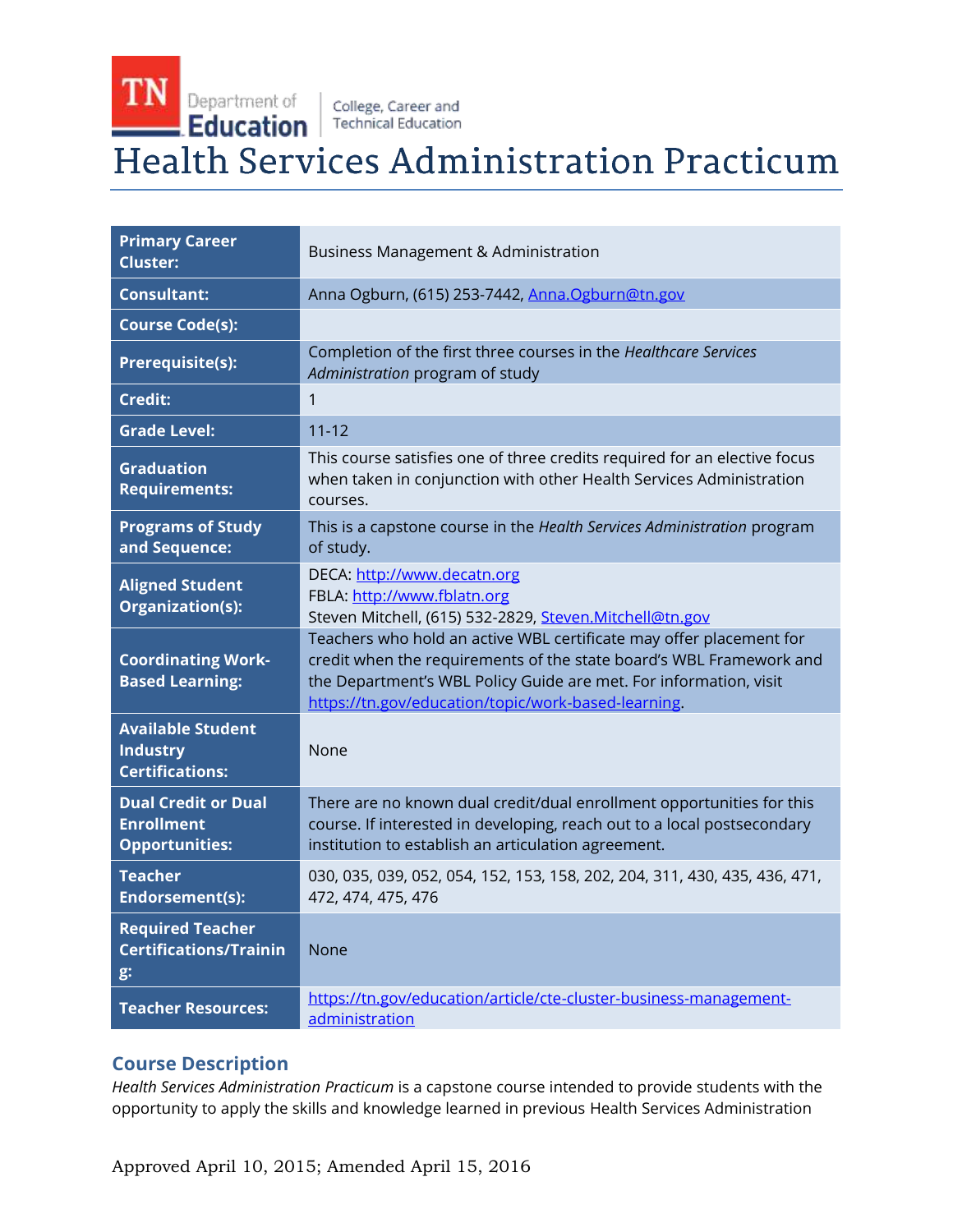TN Department of Education | College, Career and Technical Education

# Health Services Administration Practicum

| | |
|---|---|
| **Primary Career Cluster:** | Business Management & Administration |
| **Consultant:** | Anna Ogburn, (615) 253-7442, Anna.Ogburn@tn.gov |
| **Course Code(s):** | |
| **Prerequisite(s):** | Completion of the first three courses in the *Healthcare Services Administration* program of study |
| **Credit:** | 1 |
| **Grade Level:** | 11-12 |
| **Graduation Requirements:** | This course satisfies one of three credits required for an elective focus when taken in conjunction with other Health Services Administration courses. |
| **Programs of Study and Sequence:** | This is a capstone course in the *Health Services Administration* program of study. |
| **Aligned Student Organization(s):** | DECA: http://www.decatn.org<br>FBLA: http://www.fblatn.org<br>Steven Mitchell, (615) 532-2829, Steven.Mitchell@tn.gov |
| **Coordinating Work-Based Learning:** | Teachers who hold an active WBL certificate may offer placement for credit when the requirements of the state board's WBL Framework and the Department's WBL Policy Guide are met. For information, visit https://tn.gov/education/topic/work-based-learning. |
| **Available Student Industry Certifications:** | None |
| **Dual Credit or Dual Enrollment Opportunities:** | There are no known dual credit/dual enrollment opportunities for this course. If interested in developing, reach out to a local postsecondary institution to establish an articulation agreement. |
| **Teacher Endorsement(s):** | 030, 035, 039, 052, 054, 152, 153, 158, 202, 204, 311, 430, 435, 436, 471, 472, 474, 475, 476 |
| **Required Teacher Certifications/Training:** | None |
| **Teacher Resources:** | https://tn.gov/education/article/cte-cluster-business-management-administration |

## Course Description

*Health Services Administration Practicum* is a capstone course intended to provide students with the opportunity to apply the skills and knowledge learned in previous Health Services Administration

Approved April 10, 2015; Amended April 15, 2016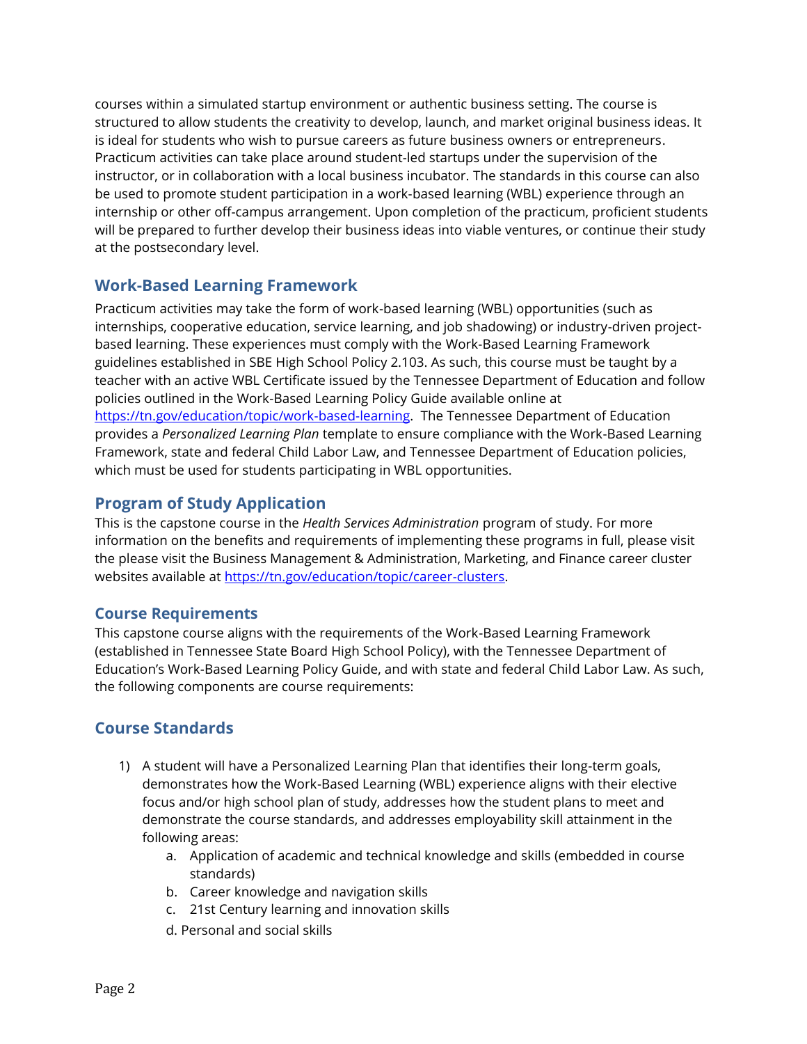courses within a simulated startup environment or authentic business setting. The course is structured to allow students the creativity to develop, launch, and market original business ideas. It is ideal for students who wish to pursue careers as future business owners or entrepreneurs. Practicum activities can take place around student-led startups under the supervision of the instructor, or in collaboration with a local business incubator. The standards in this course can also be used to promote student participation in a work-based learning (WBL) experience through an internship or other off-campus arrangement. Upon completion of the practicum, proficient students will be prepared to further develop their business ideas into viable ventures, or continue their study at the postsecondary level.

## Work-Based Learning Framework

Practicum activities may take the form of work-based learning (WBL) opportunities (such as internships, cooperative education, service learning, and job shadowing) or industry-driven project-based learning. These experiences must comply with the Work-Based Learning Framework guidelines established in SBE High School Policy 2.103. As such, this course must be taught by a teacher with an active WBL Certificate issued by the Tennessee Department of Education and follow policies outlined in the Work-Based Learning Policy Guide available online at [https://tn.gov/education/topic/work-based-learning](https://tn.gov/education/topic/work-based-learning). The Tennessee Department of Education provides a *Personalized Learning Plan* template to ensure compliance with the Work-Based Learning Framework, state and federal Child Labor Law, and Tennessee Department of Education policies, which must be used for students participating in WBL opportunities.

## Program of Study Application

This is the capstone course in the *Health Services Administration* program of study. For more information on the benefits and requirements of implementing these programs in full, please visit the please visit the Business Management & Administration, Marketing, and Finance career cluster websites available at [https://tn.gov/education/topic/career-clusters](https://tn.gov/education/topic/career-clusters).

## Course Requirements

This capstone course aligns with the requirements of the Work-Based Learning Framework (established in Tennessee State Board High School Policy), with the Tennessee Department of Education's Work-Based Learning Policy Guide, and with state and federal Child Labor Law. As such, the following components are course requirements:

## Course Standards

1) A student will have a Personalized Learning Plan that identifies their long-term goals, demonstrates how the Work-Based Learning (WBL) experience aligns with their elective focus and/or high school plan of study, addresses how the student plans to meet and demonstrate the course standards, and addresses employability skill attainment in the following areas:
    a. Application of academic and technical knowledge and skills (embedded in course standards)
    b. Career knowledge and navigation skills
    c. 21st Century learning and innovation skills
    d. Personal and social skills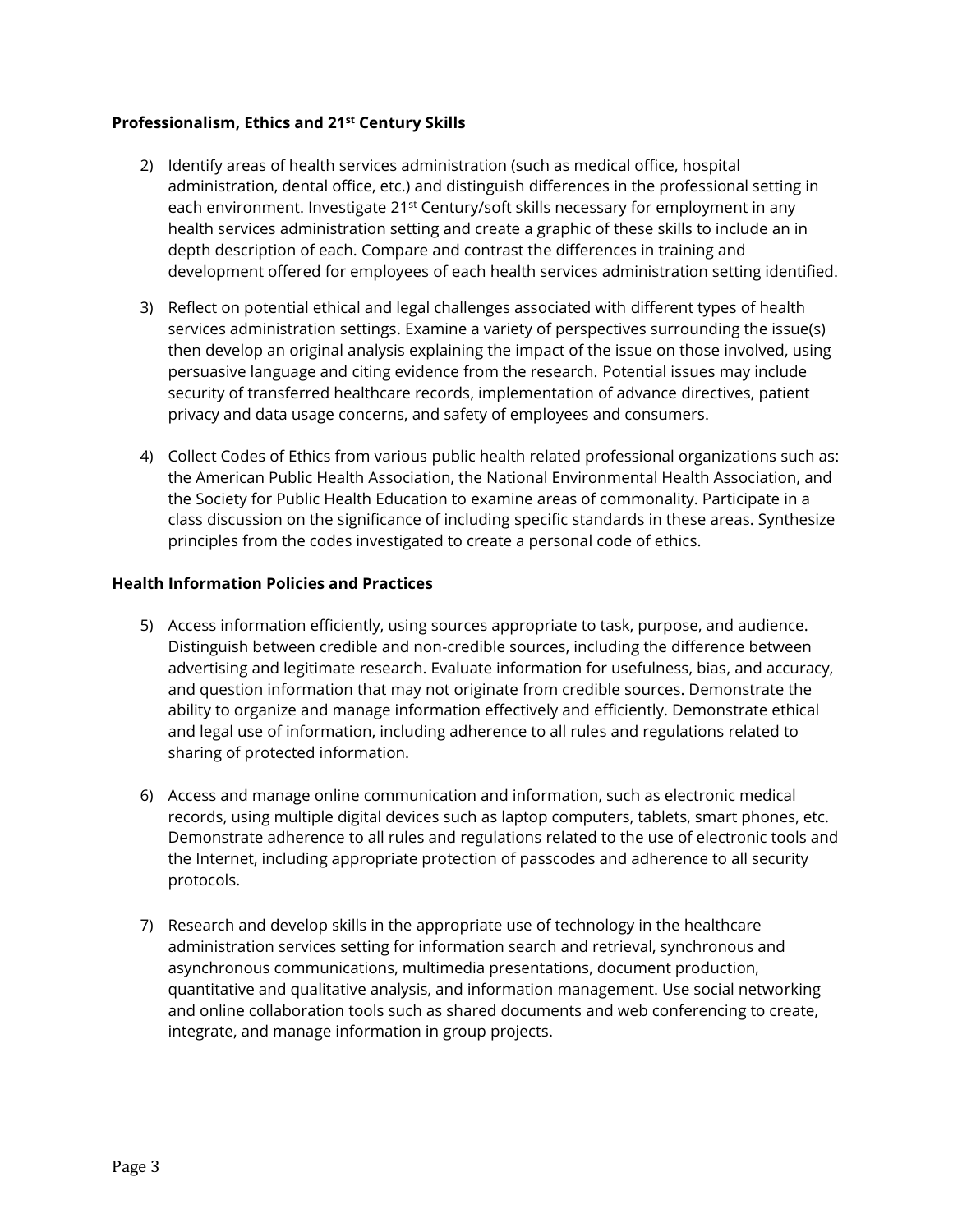**Professionalism, Ethics and 21st Century Skills**

2) Identify areas of health services administration (such as medical office, hospital administration, dental office, etc.) and distinguish differences in the professional setting in each environment. Investigate 21st Century/soft skills necessary for employment in any health services administration setting and create a graphic of these skills to include an in depth description of each. Compare and contrast the differences in training and development offered for employees of each health services administration setting identified.

3) Reflect on potential ethical and legal challenges associated with different types of health services administration settings. Examine a variety of perspectives surrounding the issue(s) then develop an original analysis explaining the impact of the issue on those involved, using persuasive language and citing evidence from the research. Potential issues may include security of transferred healthcare records, implementation of advance directives, patient privacy and data usage concerns, and safety of employees and consumers.

4) Collect Codes of Ethics from various public health related professional organizations such as: the American Public Health Association, the National Environmental Health Association, and the Society for Public Health Education to examine areas of commonality. Participate in a class discussion on the significance of including specific standards in these areas. Synthesize principles from the codes investigated to create a personal code of ethics.

**Health Information Policies and Practices**

5) Access information efficiently, using sources appropriate to task, purpose, and audience. Distinguish between credible and non-credible sources, including the difference between advertising and legitimate research. Evaluate information for usefulness, bias, and accuracy, and question information that may not originate from credible sources. Demonstrate the ability to organize and manage information effectively and efficiently. Demonstrate ethical and legal use of information, including adherence to all rules and regulations related to sharing of protected information.

6) Access and manage online communication and information, such as electronic medical records, using multiple digital devices such as laptop computers, tablets, smart phones, etc. Demonstrate adherence to all rules and regulations related to the use of electronic tools and the Internet, including appropriate protection of passcodes and adherence to all security protocols.

7) Research and develop skills in the appropriate use of technology in the healthcare administration services setting for information search and retrieval, synchronous and asynchronous communications, multimedia presentations, document production, quantitative and qualitative analysis, and information management. Use social networking and online collaboration tools such as shared documents and web conferencing to create, integrate, and manage information in group projects.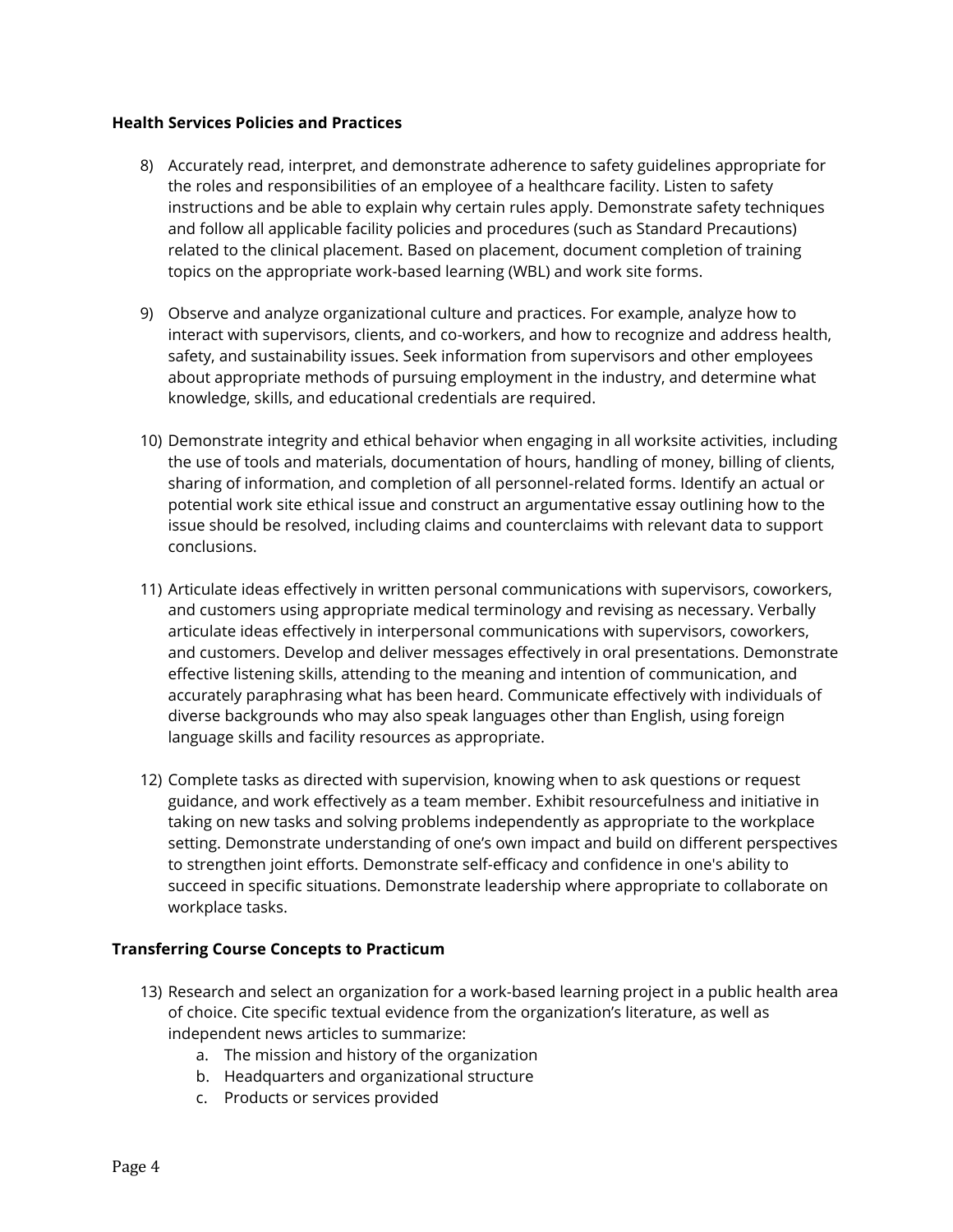**Health Services Policies and Practices**

8) Accurately read, interpret, and demonstrate adherence to safety guidelines appropriate for the roles and responsibilities of an employee of a healthcare facility. Listen to safety instructions and be able to explain why certain rules apply. Demonstrate safety techniques and follow all applicable facility policies and procedures (such as Standard Precautions) related to the clinical placement. Based on placement, document completion of training topics on the appropriate work-based learning (WBL) and work site forms.

9) Observe and analyze organizational culture and practices. For example, analyze how to interact with supervisors, clients, and co-workers, and how to recognize and address health, safety, and sustainability issues. Seek information from supervisors and other employees about appropriate methods of pursuing employment in the industry, and determine what knowledge, skills, and educational credentials are required.

10) Demonstrate integrity and ethical behavior when engaging in all worksite activities, including the use of tools and materials, documentation of hours, handling of money, billing of clients, sharing of information, and completion of all personnel-related forms. Identify an actual or potential work site ethical issue and construct an argumentative essay outlining how to the issue should be resolved, including claims and counterclaims with relevant data to support conclusions.

11) Articulate ideas effectively in written personal communications with supervisors, coworkers, and customers using appropriate medical terminology and revising as necessary. Verbally articulate ideas effectively in interpersonal communications with supervisors, coworkers, and customers. Develop and deliver messages effectively in oral presentations. Demonstrate effective listening skills, attending to the meaning and intention of communication, and accurately paraphrasing what has been heard. Communicate effectively with individuals of diverse backgrounds who may also speak languages other than English, using foreign language skills and facility resources as appropriate.

12) Complete tasks as directed with supervision, knowing when to ask questions or request guidance, and work effectively as a team member. Exhibit resourcefulness and initiative in taking on new tasks and solving problems independently as appropriate to the workplace setting. Demonstrate understanding of one's own impact and build on different perspectives to strengthen joint efforts. Demonstrate self-efficacy and confidence in one's ability to succeed in specific situations. Demonstrate leadership where appropriate to collaborate on workplace tasks.

**Transferring Course Concepts to Practicum**

13) Research and select an organization for a work-based learning project in a public health area of choice. Cite specific textual evidence from the organization's literature, as well as independent news articles to summarize:
    a. The mission and history of the organization
    b. Headquarters and organizational structure
    c. Products or services provided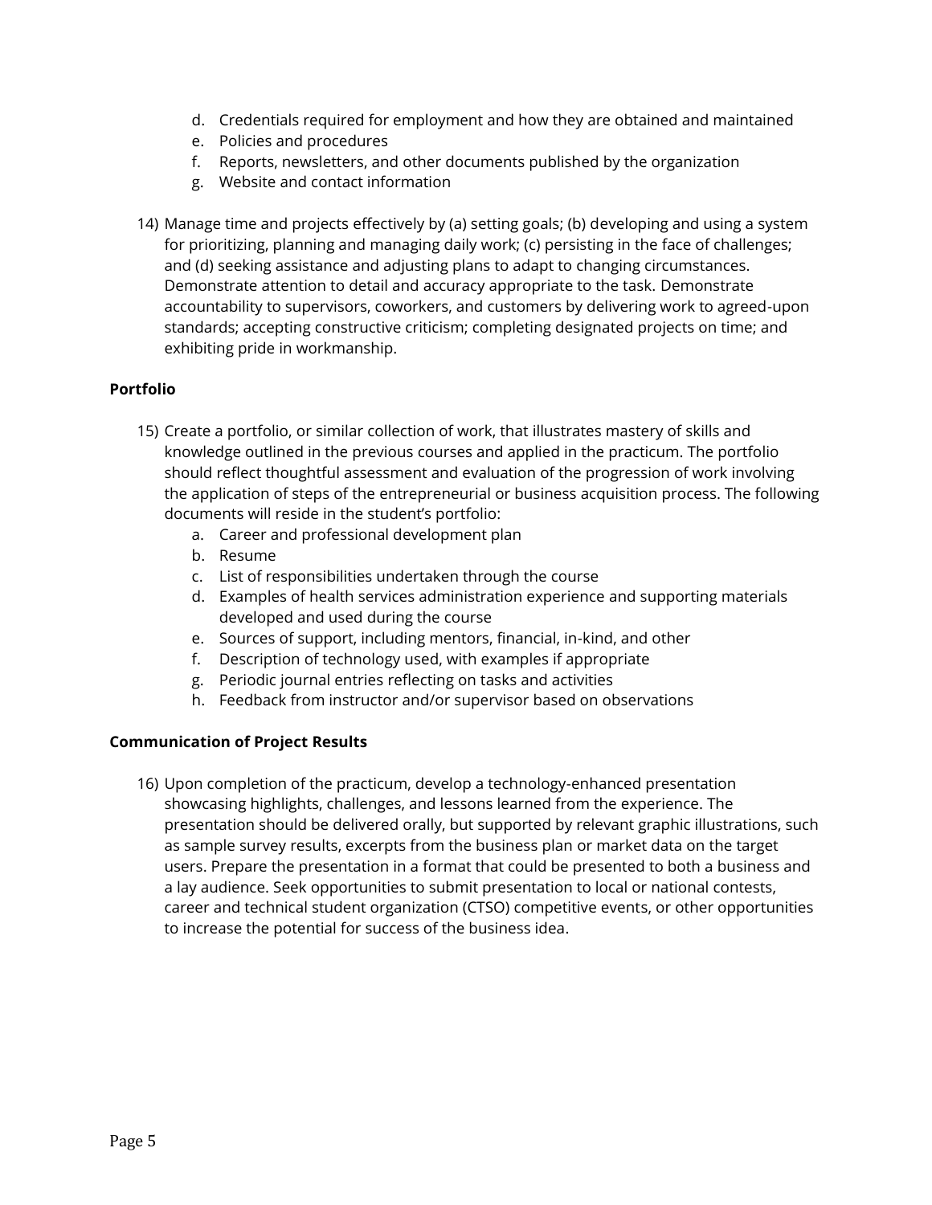d. Credentials required for employment and how they are obtained and maintained
   e. Policies and procedures
   f. Reports, newsletters, and other documents published by the organization
   g. Website and contact information

14) Manage time and projects effectively by (a) setting goals; (b) developing and using a system for prioritizing, planning and managing daily work; (c) persisting in the face of challenges; and (d) seeking assistance and adjusting plans to adapt to changing circumstances. Demonstrate attention to detail and accuracy appropriate to the task. Demonstrate accountability to supervisors, coworkers, and customers by delivering work to agreed-upon standards; accepting constructive criticism; completing designated projects on time; and exhibiting pride in workmanship.

**Portfolio**

15) Create a portfolio, or similar collection of work, that illustrates mastery of skills and knowledge outlined in the previous courses and applied in the practicum. The portfolio should reflect thoughtful assessment and evaluation of the progression of work involving the application of steps of the entrepreneurial or business acquisition process. The following documents will reside in the student's portfolio:
    a. Career and professional development plan
    b. Resume
    c. List of responsibilities undertaken through the course
    d. Examples of health services administration experience and supporting materials developed and used during the course
    e. Sources of support, including mentors, financial, in-kind, and other
    f. Description of technology used, with examples if appropriate
    g. Periodic journal entries reflecting on tasks and activities
    h. Feedback from instructor and/or supervisor based on observations

**Communication of Project Results**

16) Upon completion of the practicum, develop a technology-enhanced presentation showcasing highlights, challenges, and lessons learned from the experience. The presentation should be delivered orally, but supported by relevant graphic illustrations, such as sample survey results, excerpts from the business plan or market data on the target users. Prepare the presentation in a format that could be presented to both a business and a lay audience. Seek opportunities to submit presentation to local or national contests, career and technical student organization (CTSO) competitive events, or other opportunities to increase the potential for success of the business idea.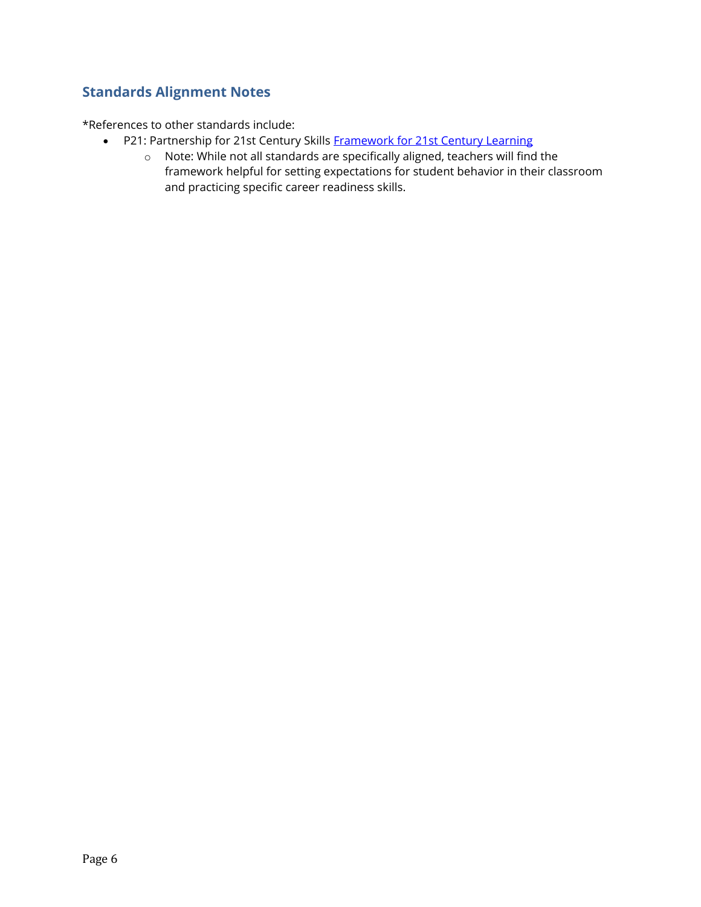## Standards Alignment Notes

*References to other standards include:

- P21: Partnership for 21st Century Skills [Framework for 21st Century Learning]
  - Note: While not all standards are specifically aligned, teachers will find the framework helpful for setting expectations for student behavior in their classroom and practicing specific career readiness skills.